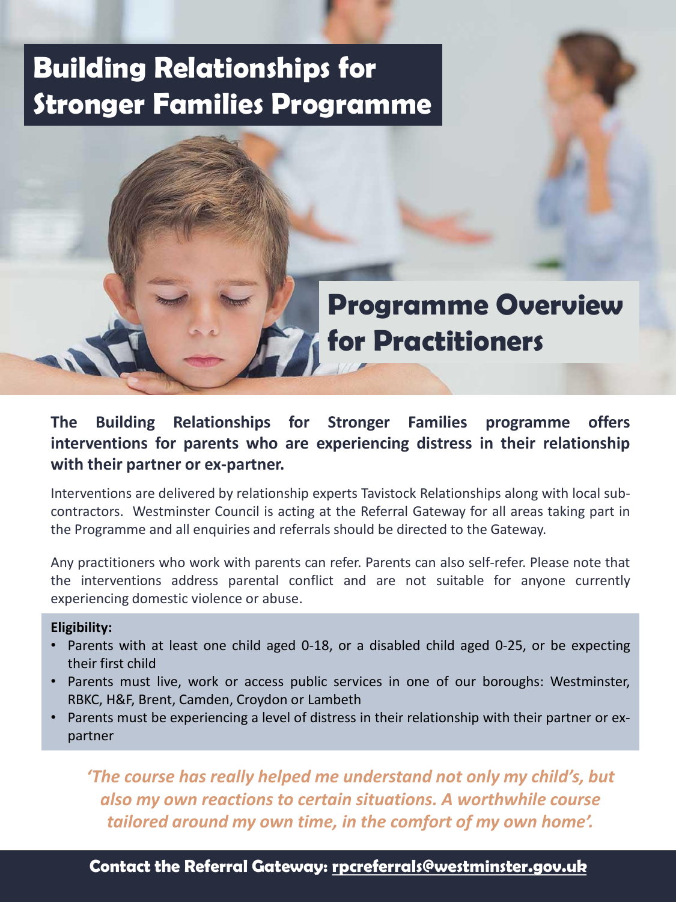# Building Relationships for Stronger Families Programme

## Programme Overview for Practitioners

**The Building Relationships for Stronger Families programme offers interventions for parents who are experiencing distress in their relationship with their partner or ex-partner.**

Interventions are delivered by relationship experts Tavistock Relationships along with local sub-contractors. Westminster Council is acting at the Referral Gateway for all areas taking part in the Programme and all enquiries and referrals should be directed to the Gateway.

Any practitioners who work with parents can refer. Parents can also self-refer. Please note that the interventions address parental conflict and are not suitable for anyone currently experiencing domestic violence or abuse.

**Eligibility:**

- Parents with at least one child aged 0-18, or a disabled child aged 0-25, or be expecting their first child
- Parents must live, work or access public services in one of our boroughs: Westminster, RBKC, H&F, Brent, Camden, Croydon or Lambeth
- Parents must be experiencing a level of distress in their relationship with their partner or ex-partner

***'The course has really helped me understand not only my child's, but also my own reactions to certain situations. A worthwhile course tailored around my own time, in the comfort of my own home'.***

**Contact the Referral Gateway: rpcreferrals@westminster.gov.uk**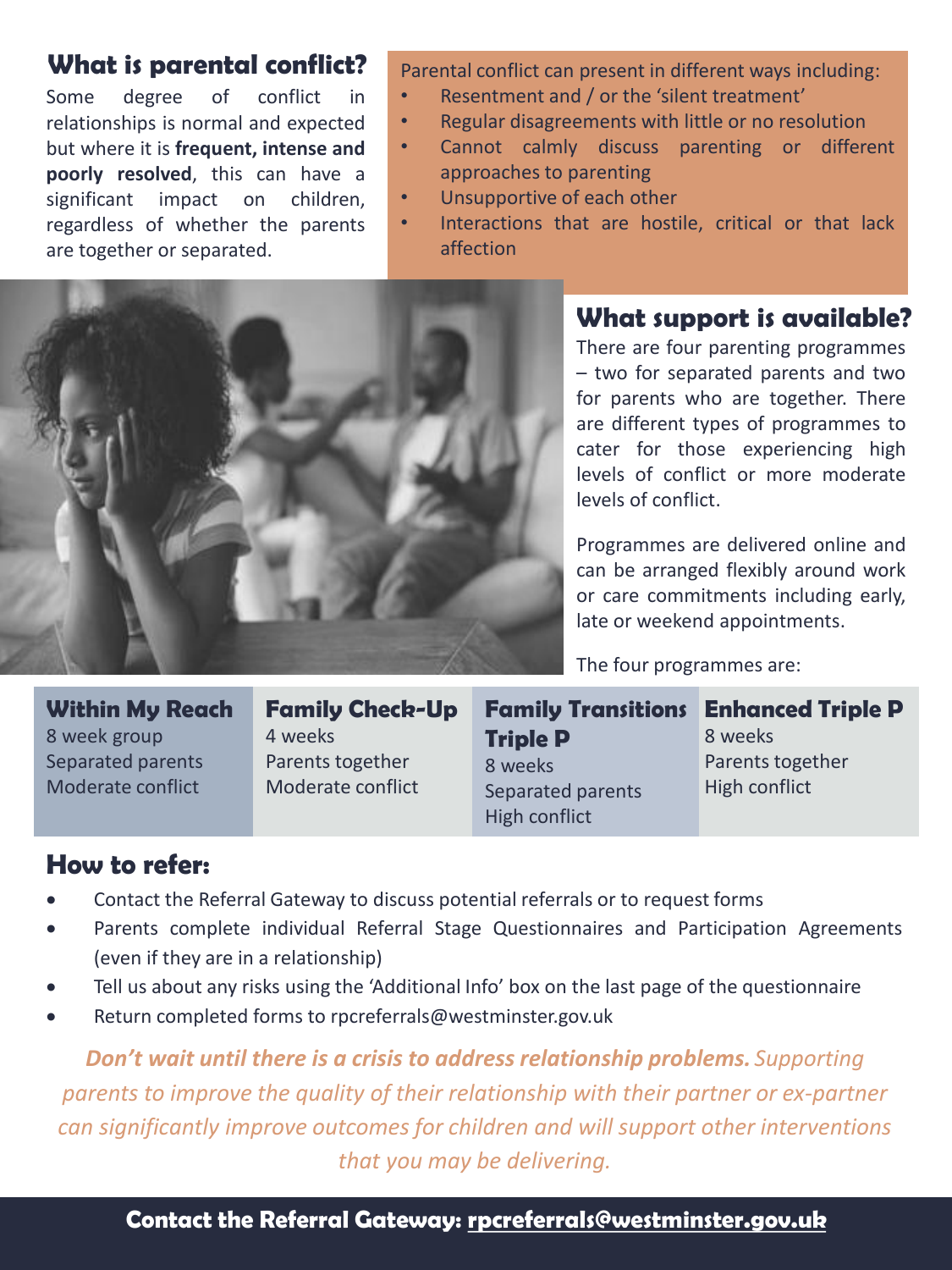## What is parental conflict?

Some degree of conflict in relationships is normal and expected but where it is **frequent, intense and poorly resolved**, this can have a significant impact on children, regardless of whether the parents are together or separated.

Parental conflict can present in different ways including:

- Resentment and / or the 'silent treatment'
- Regular disagreements with little or no resolution
- Cannot calmly discuss parenting or different approaches to parenting
- Unsupportive of each other
- Interactions that are hostile, critical or that lack affection

## What support is available?

There are four parenting programmes – two for separated parents and two for parents who are together. There are different types of programmes to cater for those experiencing high levels of conflict or more moderate levels of conflict.

Programmes are delivered online and can be arranged flexibly around work or care commitments including early, late or weekend appointments.

The four programmes are:

| Within My Reach | Family Check-Up | Family Transitions Triple P | Enhanced Triple P |
|---|---|---|---|
| 8 week group | 4 weeks | 8 weeks | 8 weeks |
| Separated parents | Parents together | Separated parents | Parents together |
| Moderate conflict | Moderate conflict | High conflict | High conflict |

## How to refer:

- Contact the Referral Gateway to discuss potential referrals or to request forms
- Parents complete individual Referral Stage Questionnaires and Participation Agreements (even if they are in a relationship)
- Tell us about any risks using the 'Additional Info' box on the last page of the questionnaire
- Return completed forms to rpcreferrals@westminster.gov.uk

***Don't wait until there is a crisis to address relationship problems.*** *Supporting parents to improve the quality of their relationship with their partner or ex-partner can significantly improve outcomes for children and will support other interventions that you may be delivering.*

**Contact the Referral Gateway: rpcreferrals@westminster.gov.uk**